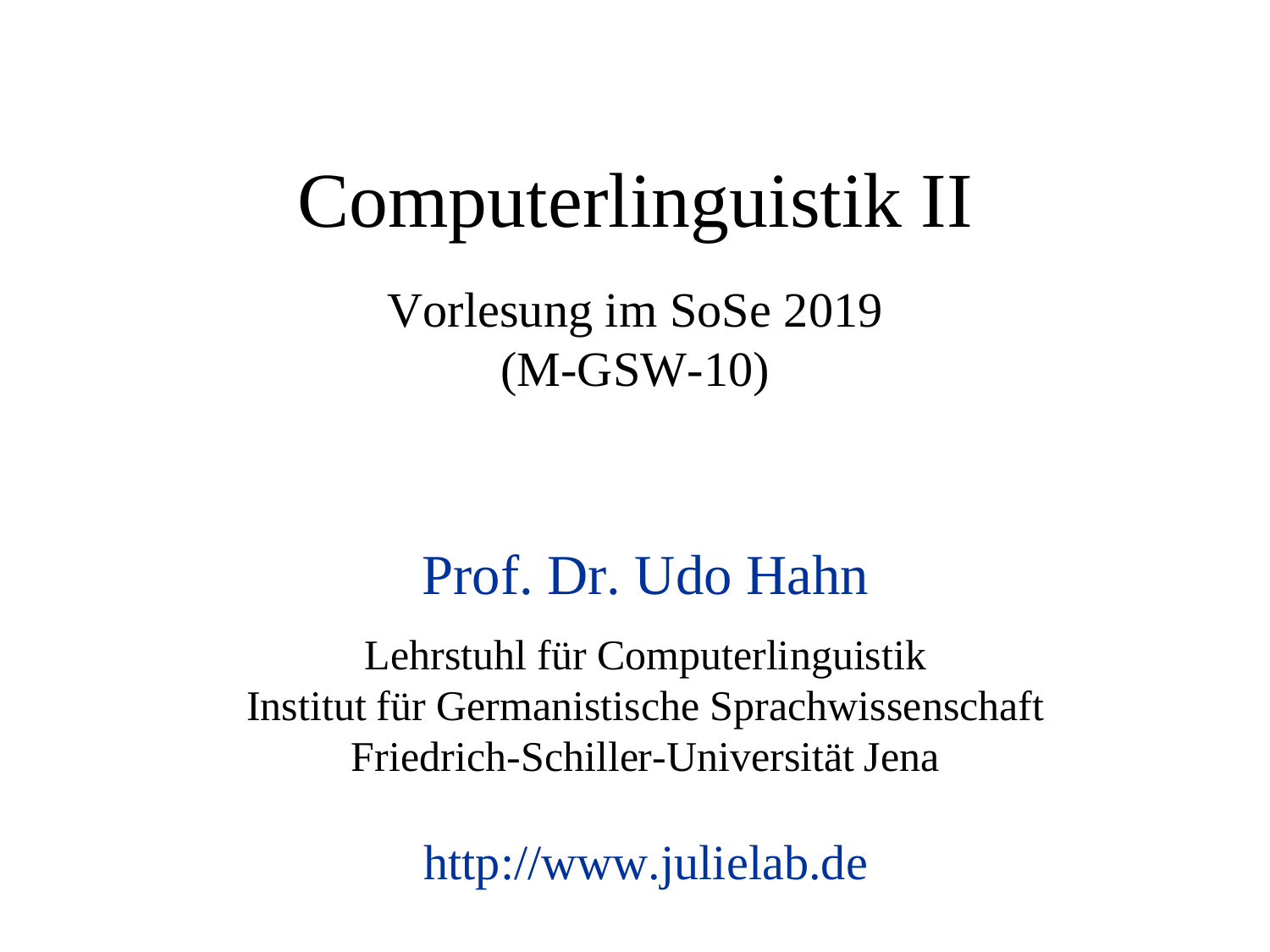# Computerlinguistik II

Vorlesung im SoSe 2019
(M-GSW-10)

Prof. Dr. Udo Hahn

Lehrstuhl für Computerlinguistik
Institut für Germanistische Sprachwissenschaft
Friedrich-Schiller-Universität Jena

http://www.julielab.de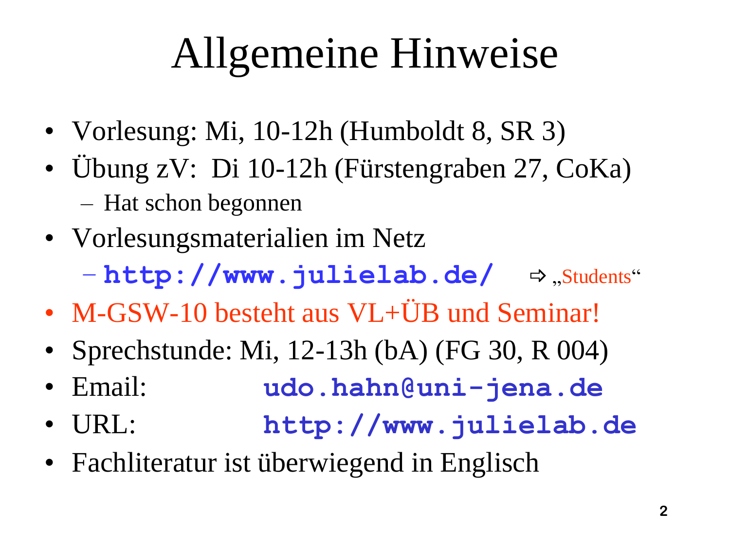# Allgemeine Hinweise

- Vorlesung: Mi, 10-12h (Humboldt 8, SR 3)
- Übung zV: Di 10-12h (Fürstengraben 27, CoKa)
  - Hat schon begonnen
- Vorlesungsmaterialien im Netz
  - **http://www.julielab.de/** ⇨ „Students“
- M-GSW-10 besteht aus VL+ÜB und Seminar!
- Sprechstunde: Mi, 12-13h (bA) (FG 30, R 004)
- Email: **udo.hahn@uni-jena.de**
- URL: **http://www.julielab.de**
- Fachliteratur ist überwiegend in Englisch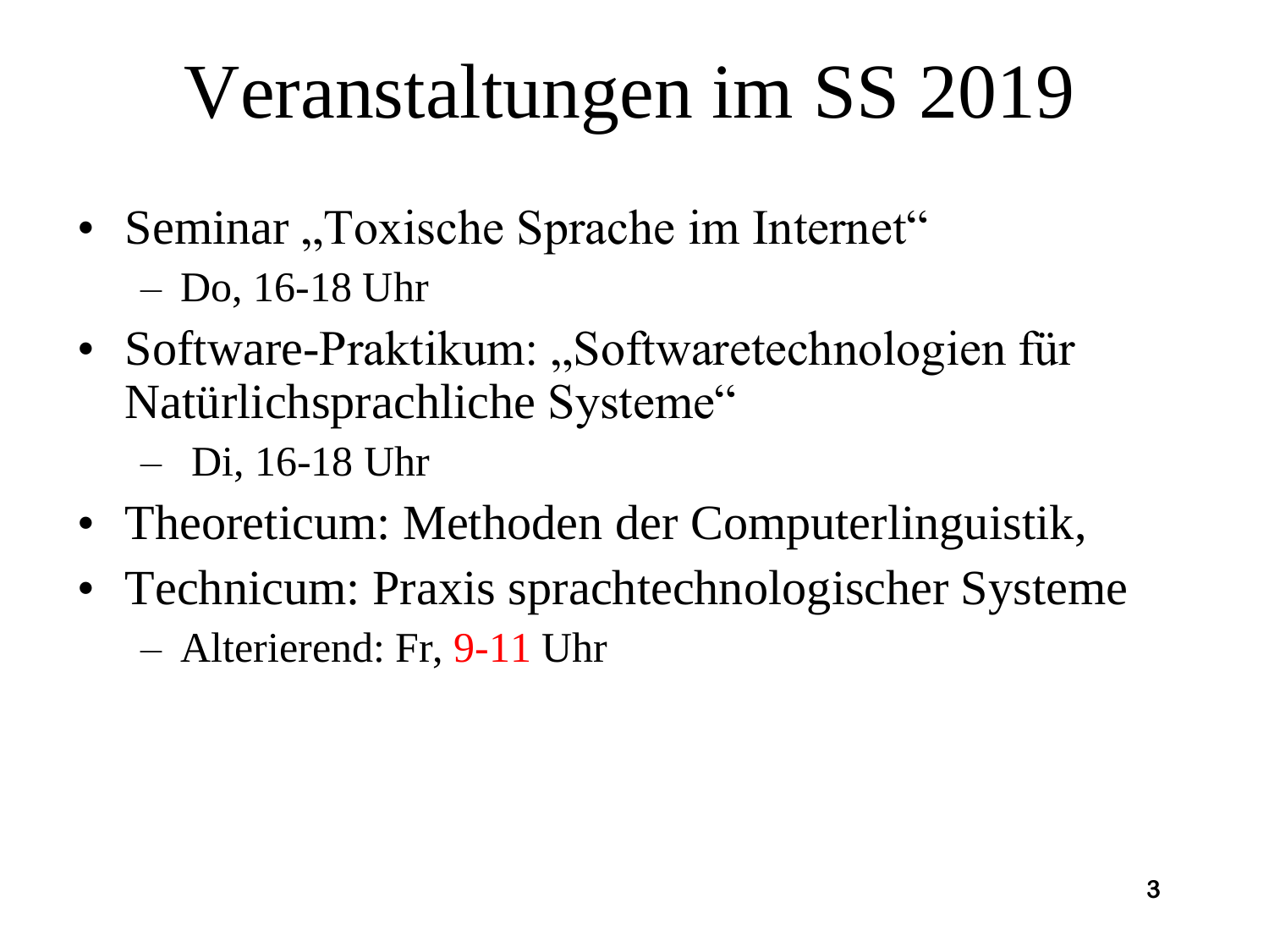# Veranstaltungen im SS 2019

- Seminar „Toxische Sprache im Internet“
  - Do, 16-18 Uhr
- Software-Praktikum: „Softwaretechnologien für Natürlichsprachliche Systeme“
  - Di, 16-18 Uhr
- Theoreticum: Methoden der Computerlinguistik,
- Technicum: Praxis sprachtechnologischer Systeme
  - Alterierend: Fr, 9-11 Uhr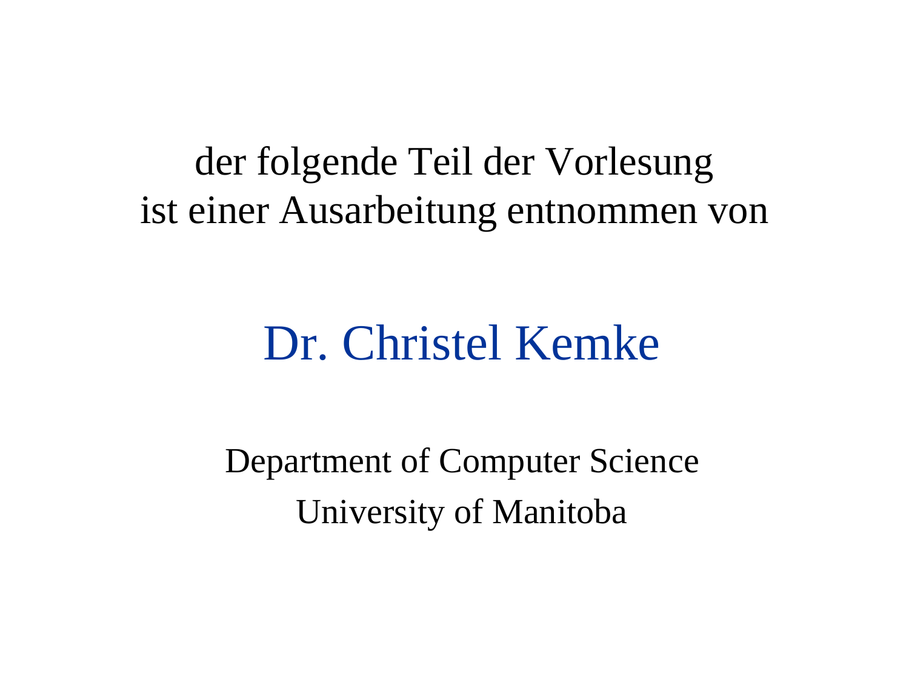der folgende Teil der Vorlesung
ist einer Ausarbeitung entnommen von

## Dr. Christel Kemke

Department of Computer Science
University of Manitoba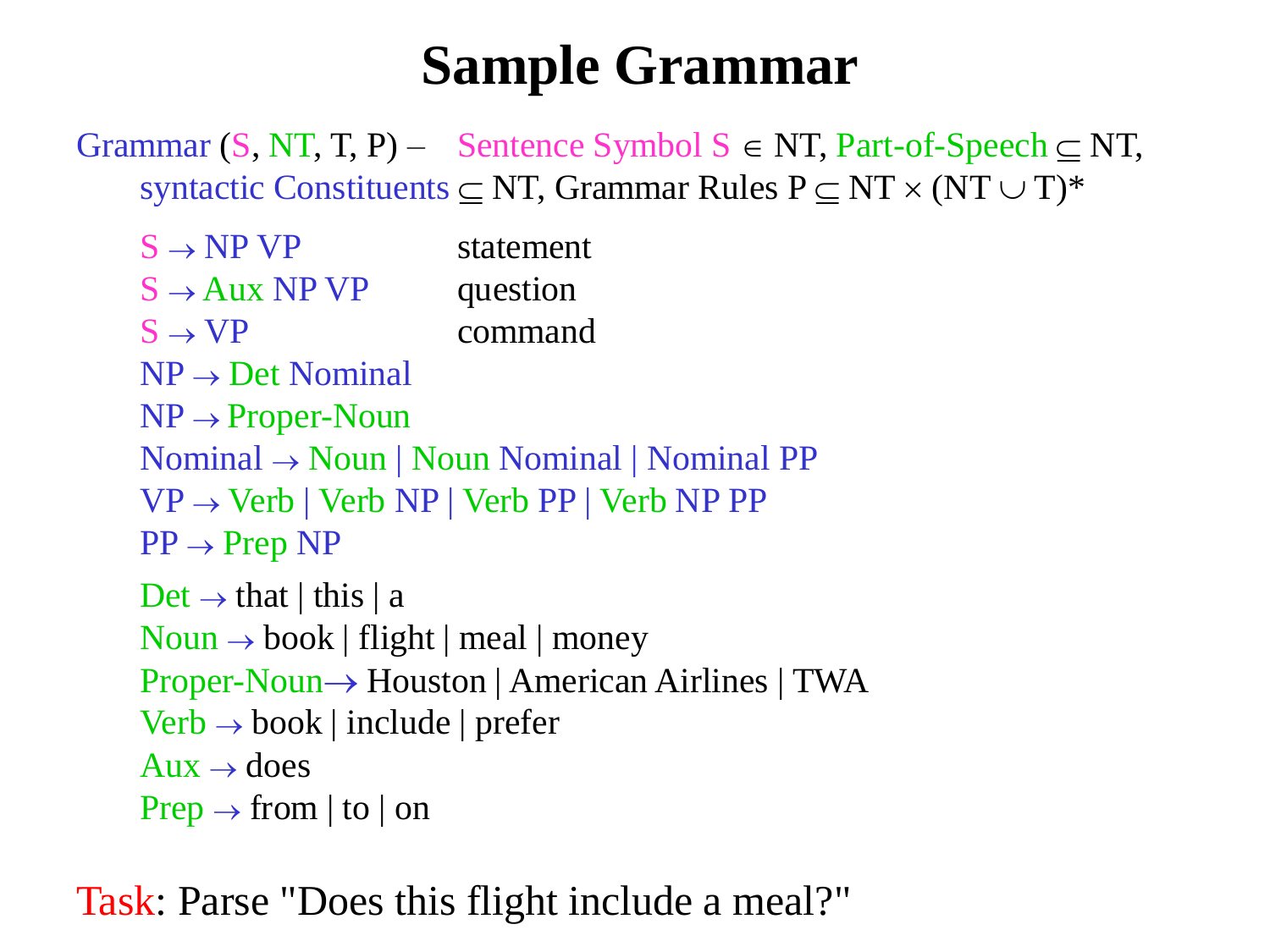# Sample Grammar

Grammar (S, NT, T, P) – Sentence Symbol S $\in$ NT, Part-of-Speech $\subseteq$ NT, syntactic Constituents $\subseteq$ NT, Grammar Rules P $\subseteq$ NT $\times$ (NT $\cup$ T)*

| | |
|---|---|
| S → NP VP | statement |
| S → Aux NP VP | question |
| S → VP | command |

NP → Det Nominal

NP → Proper-Noun

Nominal → Noun | Noun Nominal | Nominal PP

VP → Verb | Verb NP | Verb PP | Verb NP PP

PP → Prep NP

Det → that | this | a

Noun → book | flight | meal | money

Proper-Noun → Houston | American Airlines | TWA

Verb → book | include | prefer

Aux → does

Prep → from | to | on

Task: Parse "Does this flight include a meal?"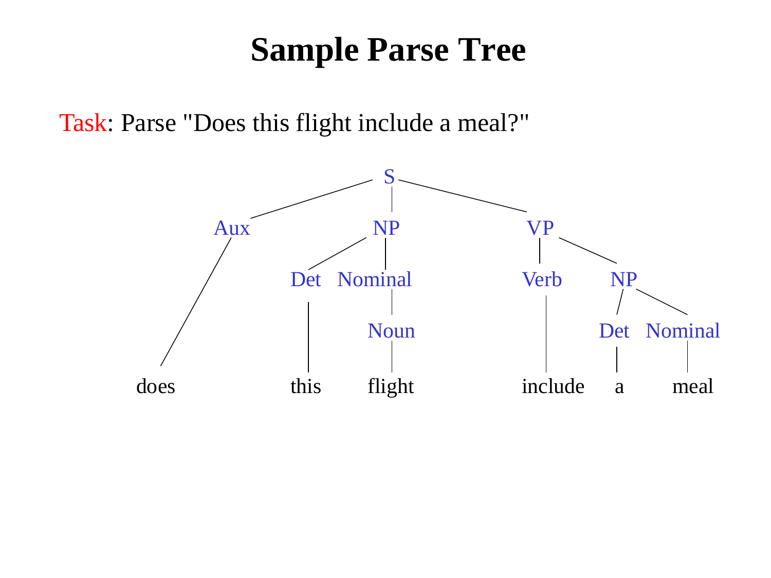# Sample Parse Tree

Task: Parse "Does this flight include a meal?"

```
S
├── Aux
│   └── does
├── NP
│   ├── Det
│   │   └── this
│   └── Nominal
│       └── Noun
│           └── flight
└── VP
    ├── Verb
    │   └── include
    └── NP
        ├── Det
        │   └── a
        └── Nominal
            └── meal
```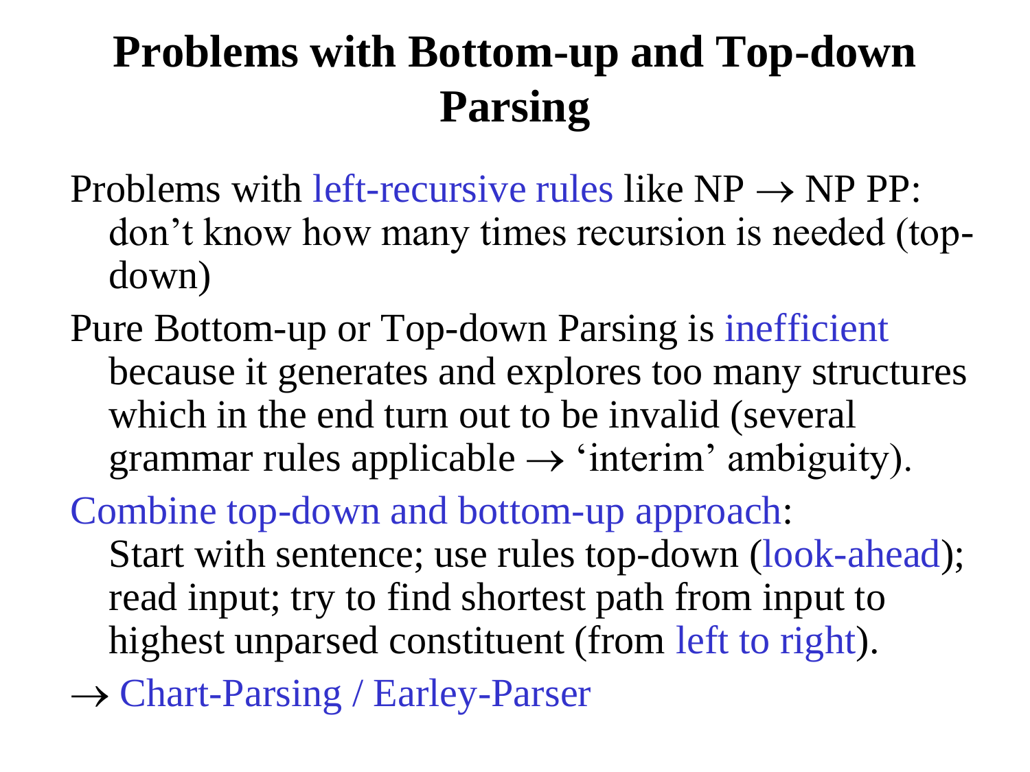# Problems with Bottom-up and Top-down Parsing

Problems with left-recursive rules like NP → NP PP: don't know how many times recursion is needed (top-down)

Pure Bottom-up or Top-down Parsing is inefficient because it generates and explores too many structures which in the end turn out to be invalid (several grammar rules applicable → 'interim' ambiguity).

Combine top-down and bottom-up approach: Start with sentence; use rules top-down (look-ahead); read input; try to find shortest path from input to highest unparsed constituent (from left to right).

→ Chart-Parsing / Earley-Parser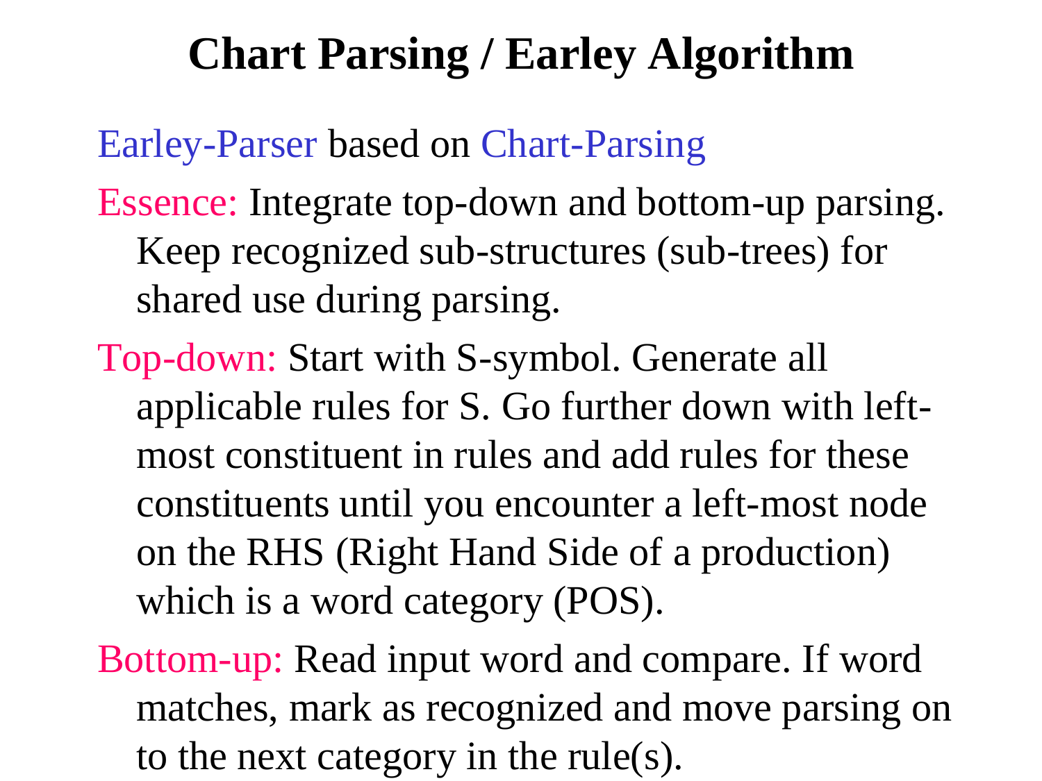# Chart Parsing / Earley Algorithm

Earley-Parser based on Chart-Parsing

Essence: Integrate top-down and bottom-up parsing. Keep recognized sub-structures (sub-trees) for shared use during parsing.

Top-down: Start with S-symbol. Generate all applicable rules for S. Go further down with left-most constituent in rules and add rules for these constituents until you encounter a left-most node on the RHS (Right Hand Side of a production) which is a word category (POS).

Bottom-up: Read input word and compare. If word matches, mark as recognized and move parsing on to the next category in the rule(s).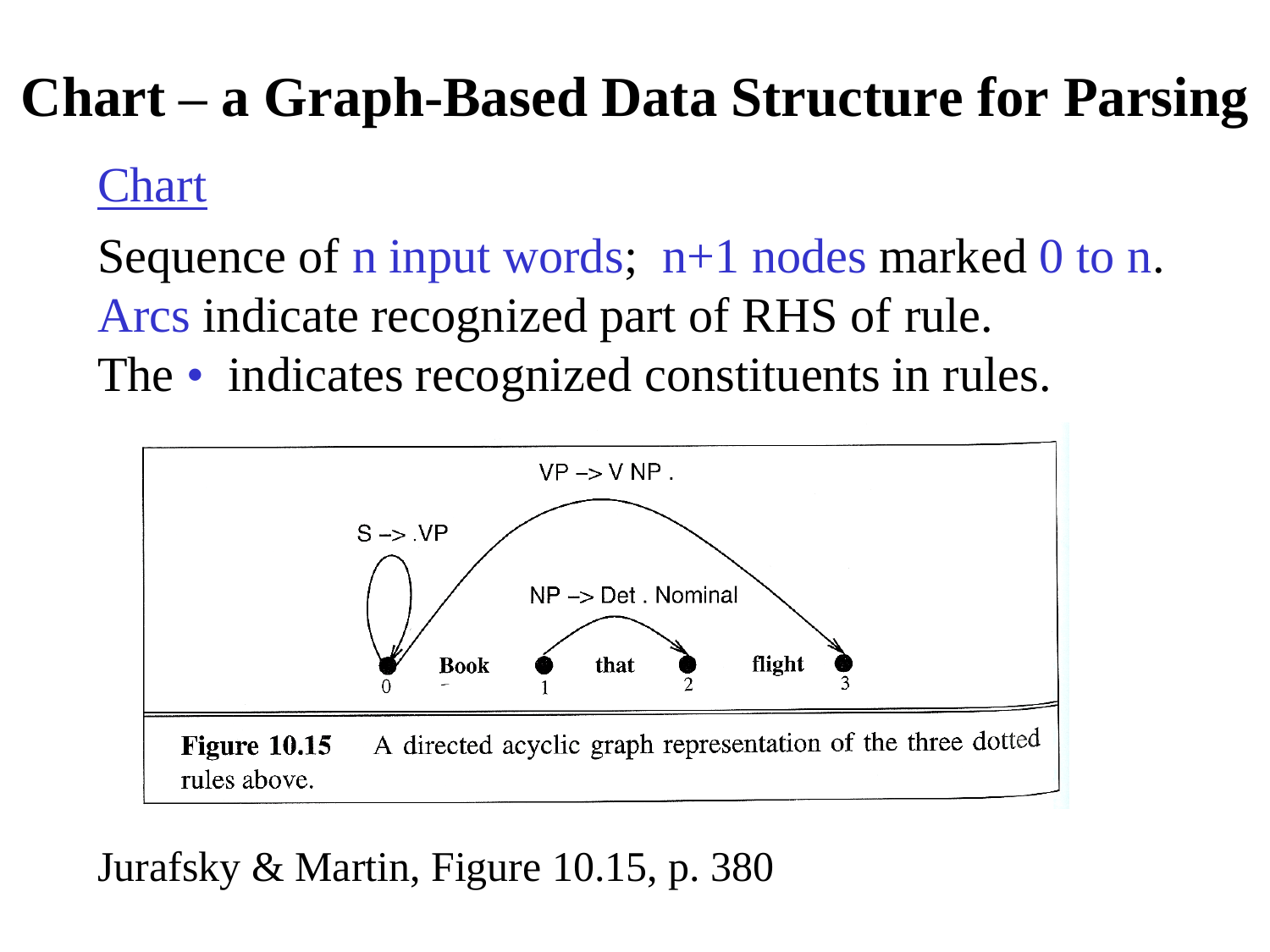# Chart – a Graph-Based Data Structure for Parsing

Chart

Sequence of n input words; n+1 nodes marked 0 to n.
Arcs indicate recognized part of RHS of rule.
The • indicates recognized constituents in rules.

VP -> V NP .

S -> .VP

NP -> Det . Nominal

Book that flight

0 1 2 3

**Figure 10.15** A directed acyclic graph representation of the three dotted rules above.

Jurafsky & Martin, Figure 10.15, p. 380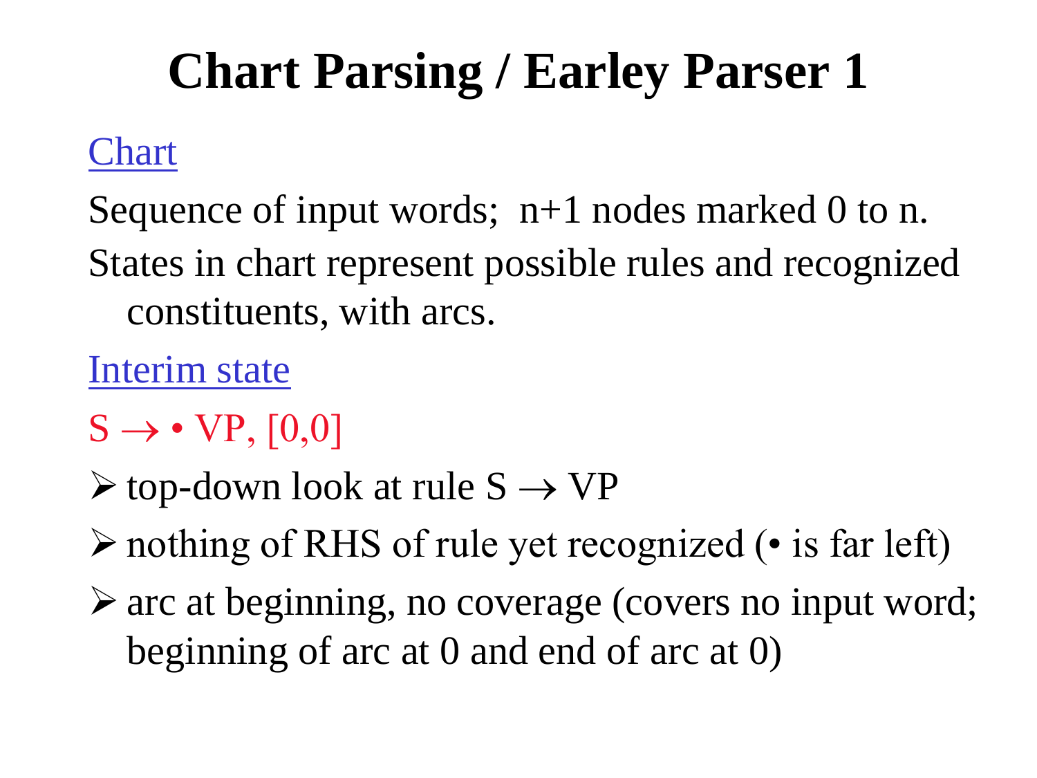# Chart Parsing / Earley Parser 1

Chart

Sequence of input words; n+1 nodes marked 0 to n.

States in chart represent possible rules and recognized constituents, with arcs.

Interim state

S → • VP, [0,0]

- top-down look at rule S → VP
- nothing of RHS of rule yet recognized (• is far left)
- arc at beginning, no coverage (covers no input word; beginning of arc at 0 and end of arc at 0)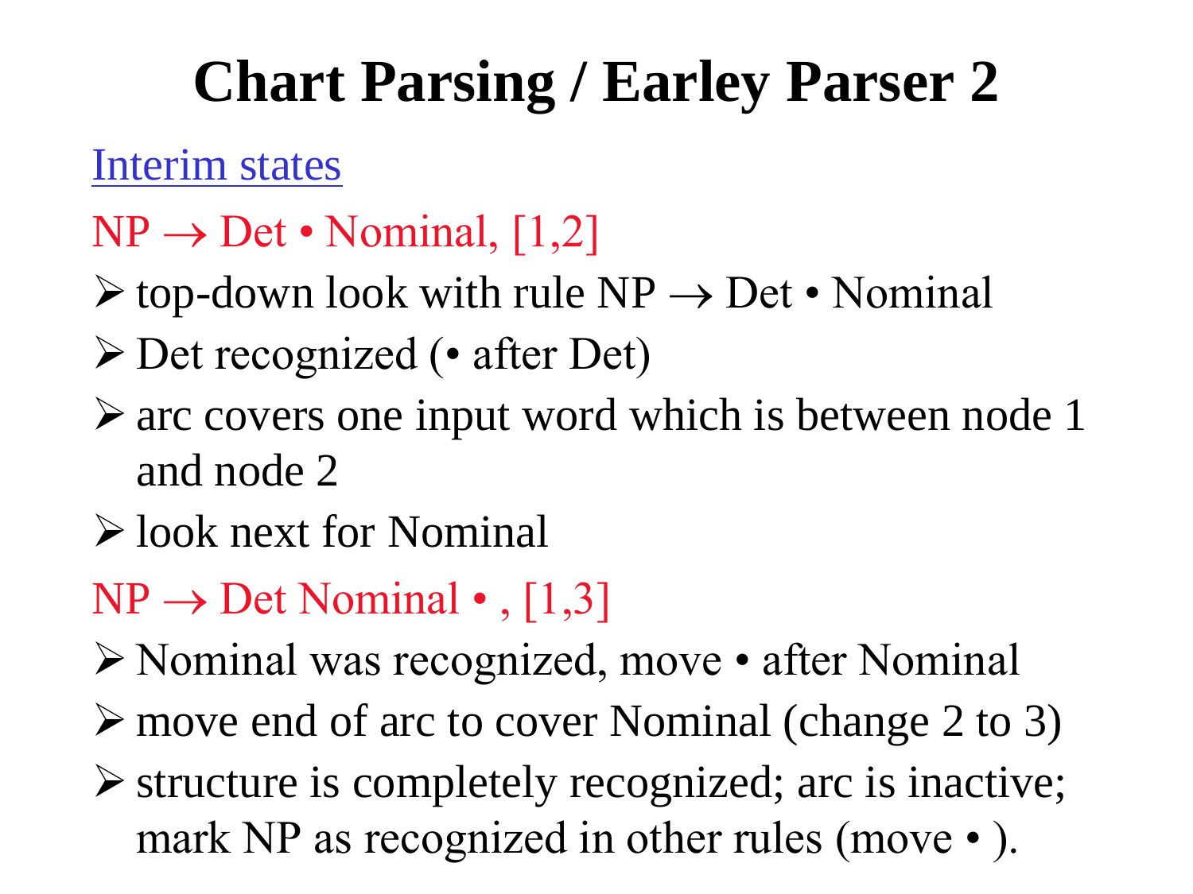# Chart Parsing / Earley Parser 2

Interim states

NP → Det • Nominal, [1,2]

- top-down look with rule NP → Det • Nominal
- Det recognized (• after Det)
- arc covers one input word which is between node 1 and node 2
- look next for Nominal

NP → Det Nominal • , [1,3]

- Nominal was recognized, move • after Nominal
- move end of arc to cover Nominal (change 2 to 3)
- structure is completely recognized; arc is inactive; mark NP as recognized in other rules (move • ).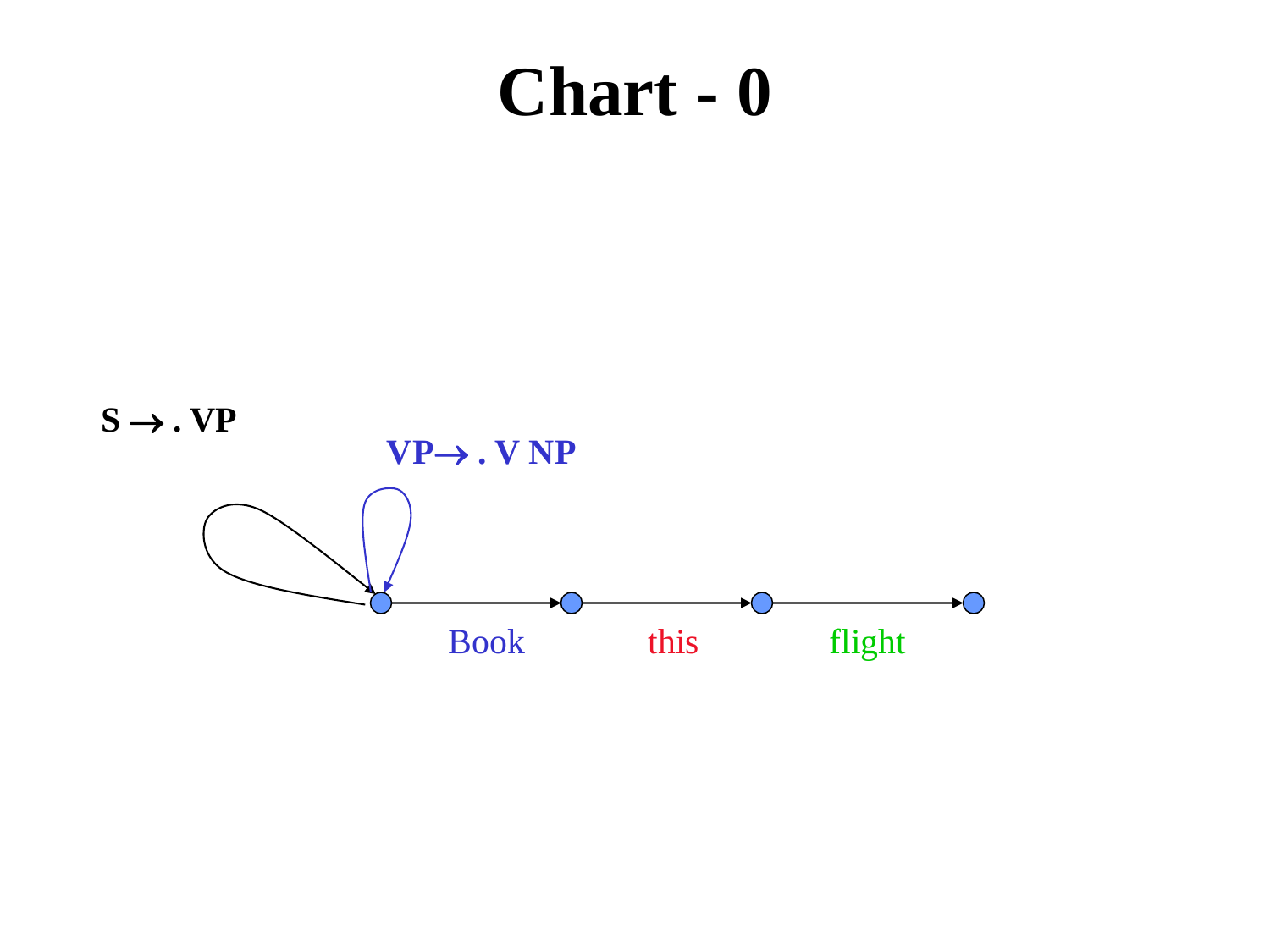# Chart - 0

S → . VP

VP → . V NP

Book this flight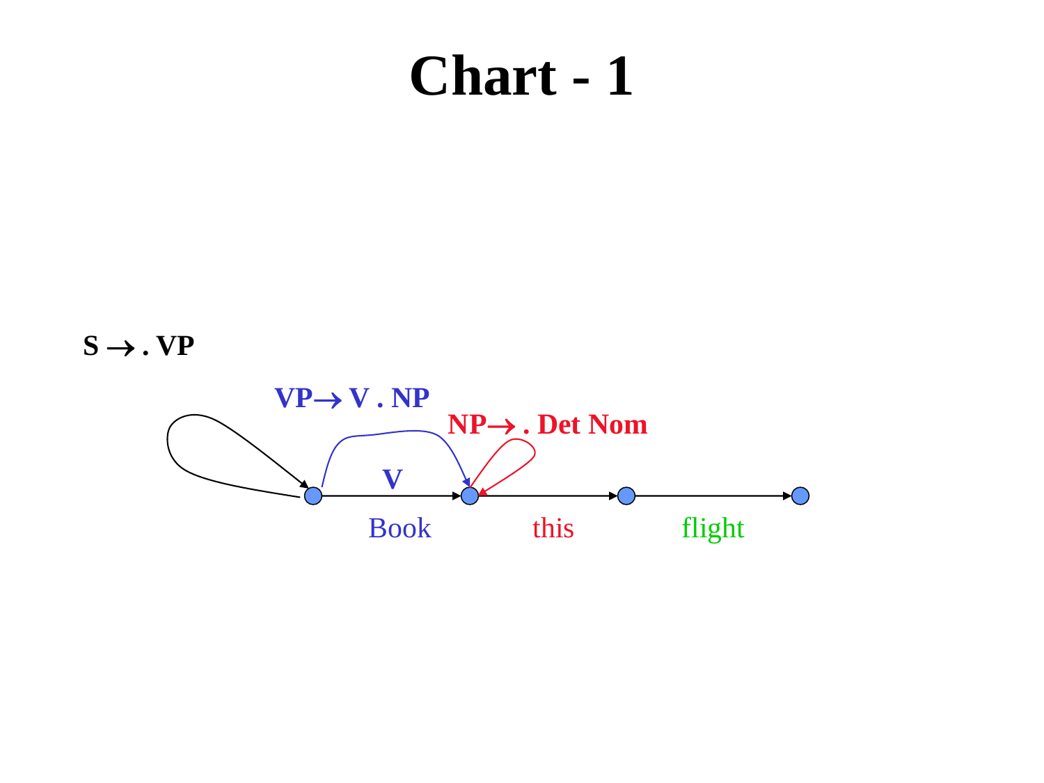# Chart - 1

S → . VP

VP→ V . NP

NP→ . Det Nom

V

Book this flight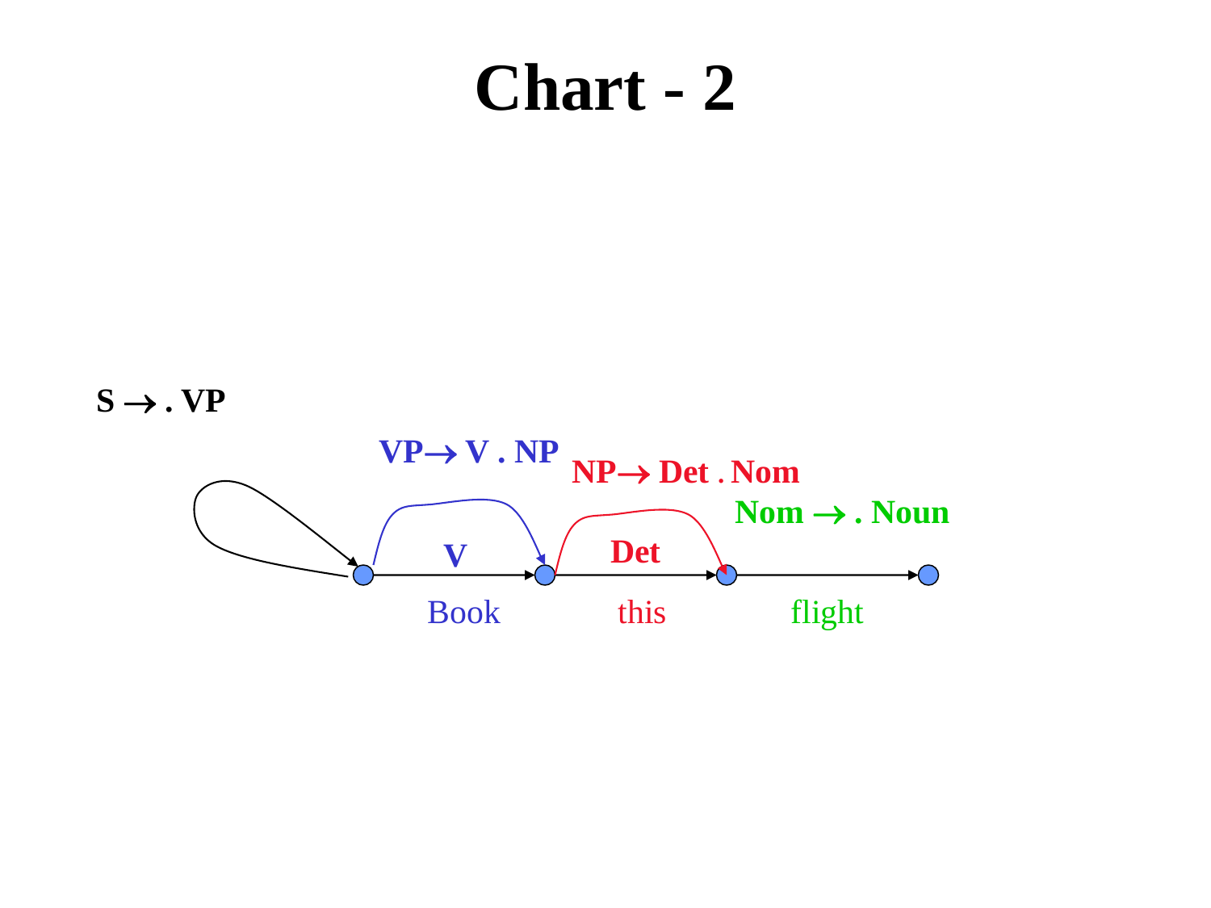# Chart - 2

S → . VP

VP→ V . NP

NP→ Det . Nom

Nom → . Noun

V

Det

Book

this

flight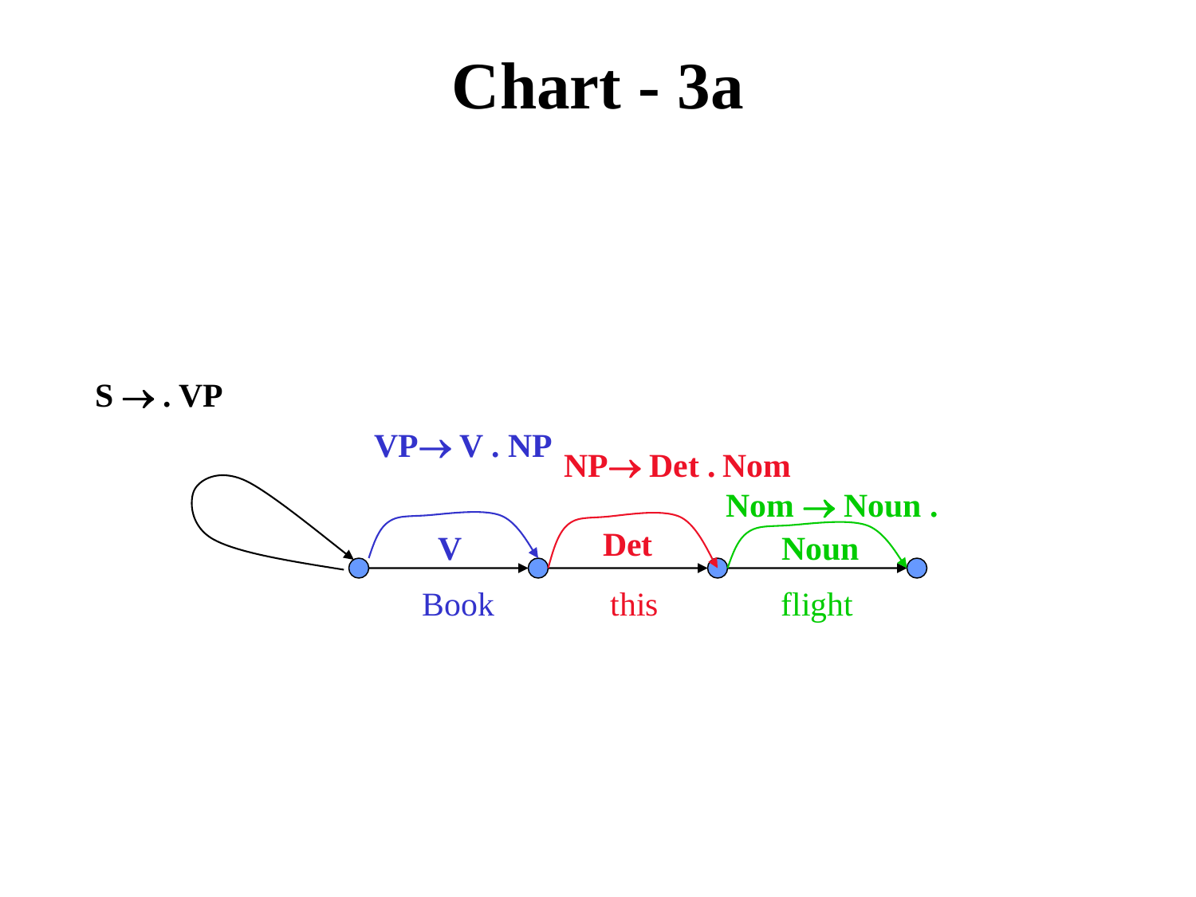# Chart - 3a

S → . VP

VP→ V . NP

NP→ Det . Nom

Nom → Noun .

V — Det — Noun

Book — this — flight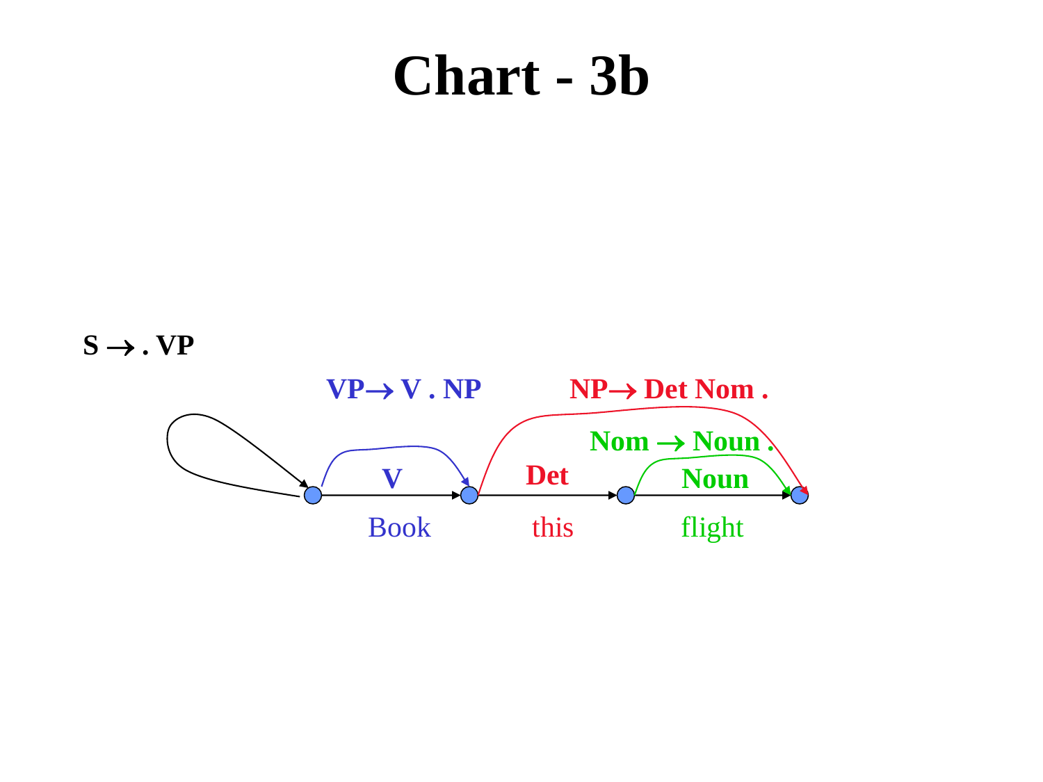# Chart - 3b

S → . VP

VP → V . NP

NP → Det Nom .

Nom → Noun .

V

Det

Noun

Book

this

flight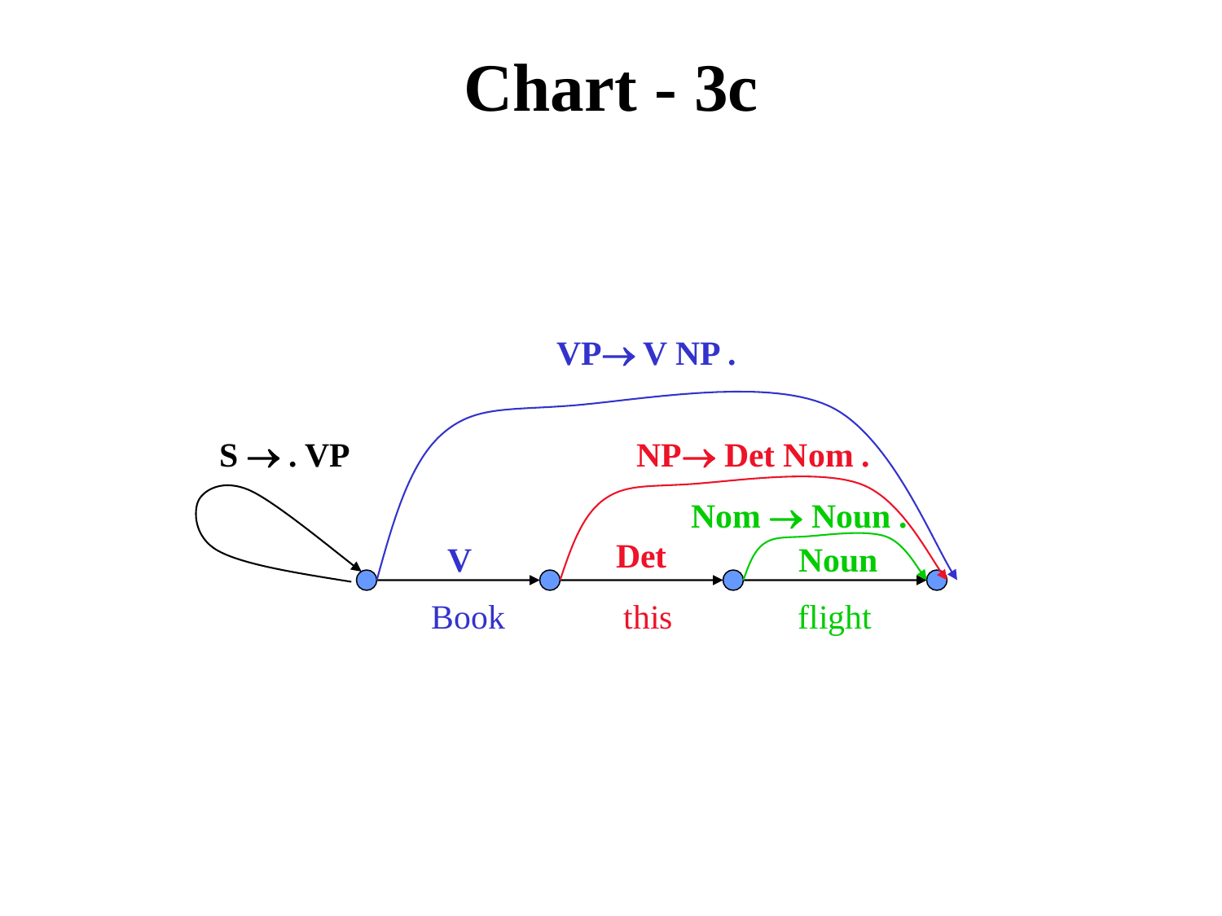# Chart - 3c

VP → V NP .

S → . VP

NP → Det Nom .

Nom → Noun .

V Det Noun

Book this flight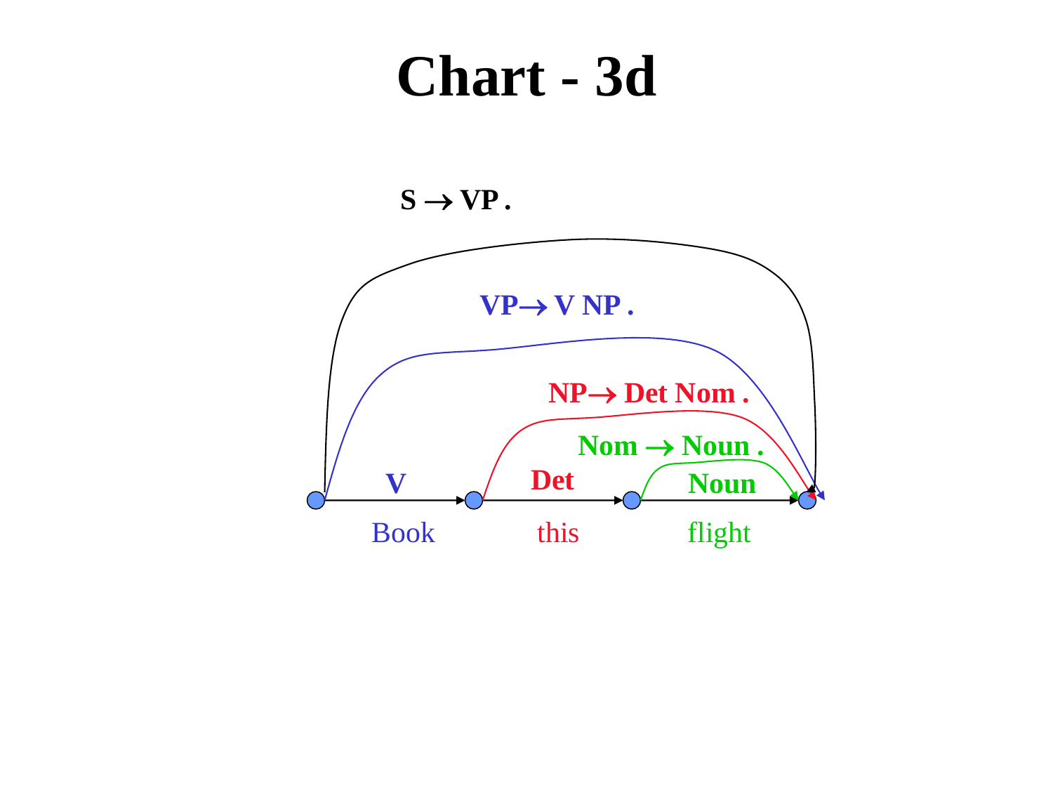# Chart - 3d

S → VP .

VP → V NP .

NP → Det Nom .

Nom → Noun .

V Det Noun

Book this flight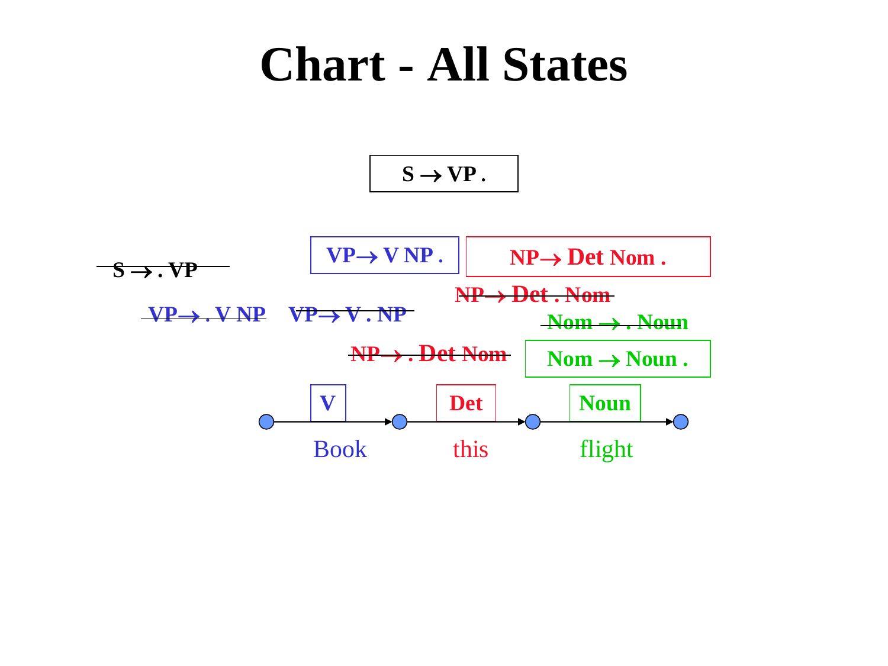# Chart - All States

S → VP .

~~S → . VP~~

VP → V NP .

NP → Det Nom .

~~NP → Det . Nom~~

~~VP → . V NP~~

~~VP → V . NP~~

~~Nom → . Noun~~

~~NP → . Det Nom~~

Nom → Noun .

V | Det | Noun

Book | this | flight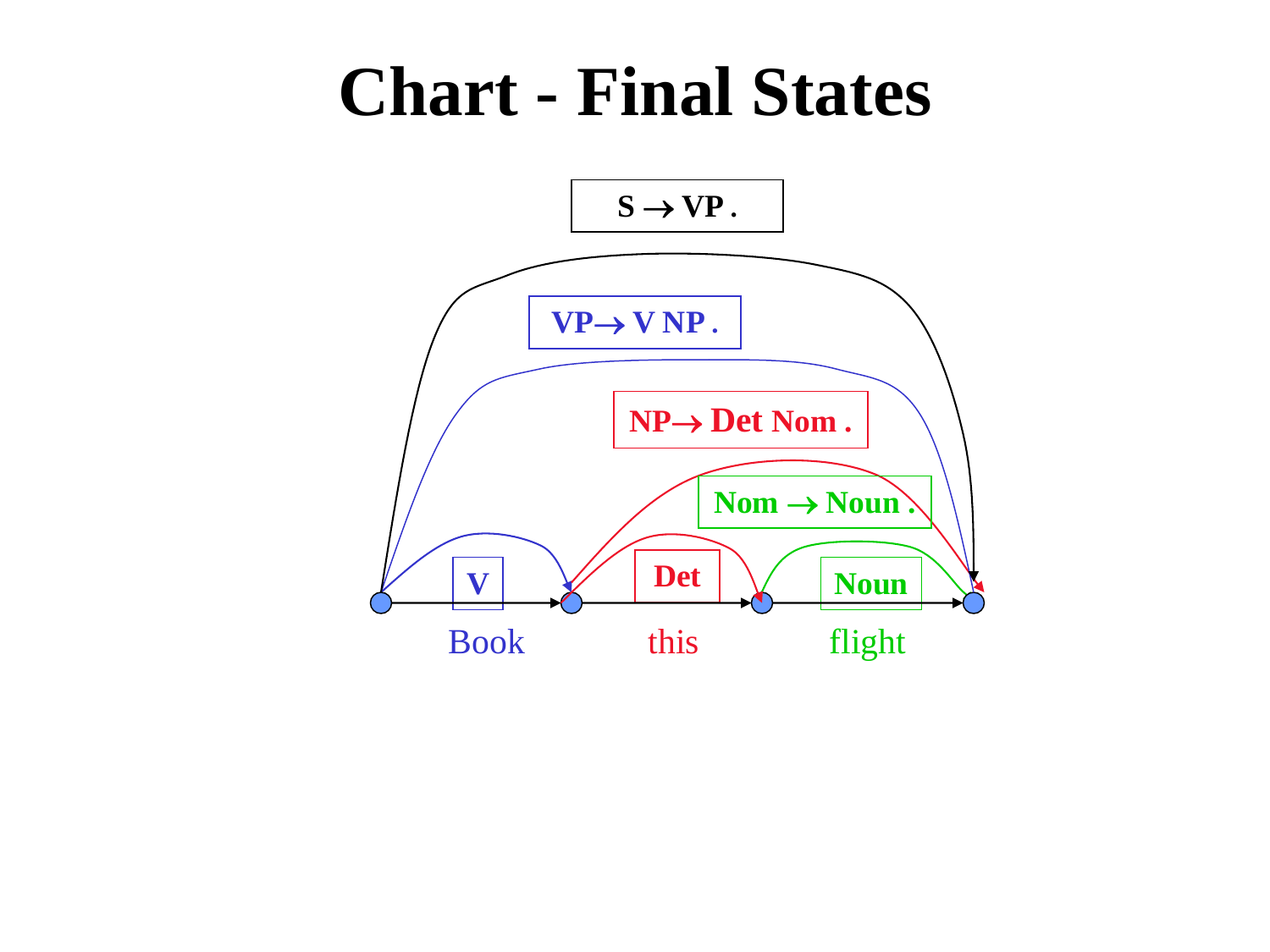# Chart - Final States

S → VP .

VP→ V NP .

NP→ Det Nom .

Nom → Noun .

V | Det | Noun

Book | this | flight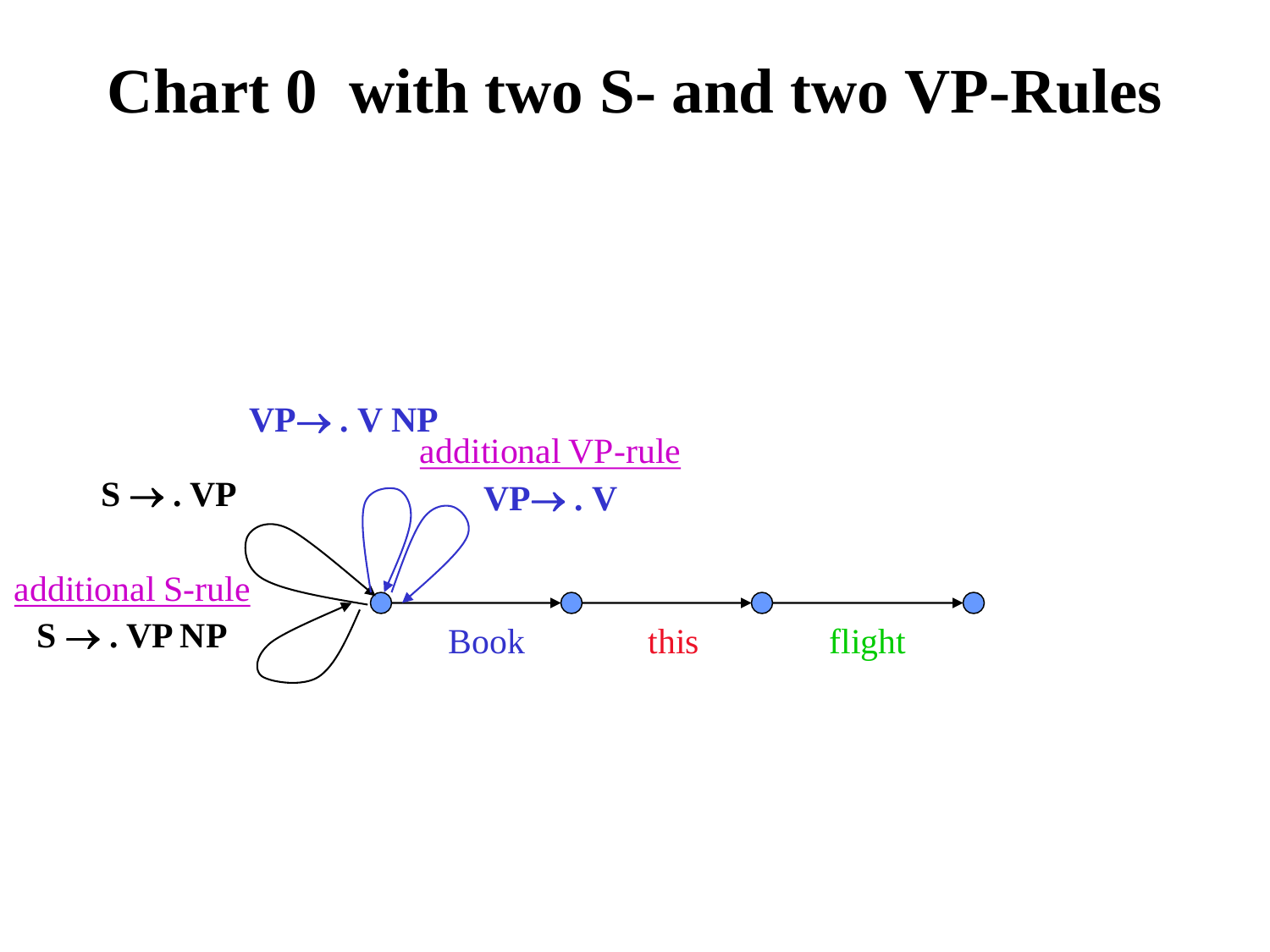# Chart 0 with two S- and two VP-Rules

VP→ . V NP

additional VP-rule

VP→ . V

S → . VP

additional S-rule

S → . VP NP

Book this flight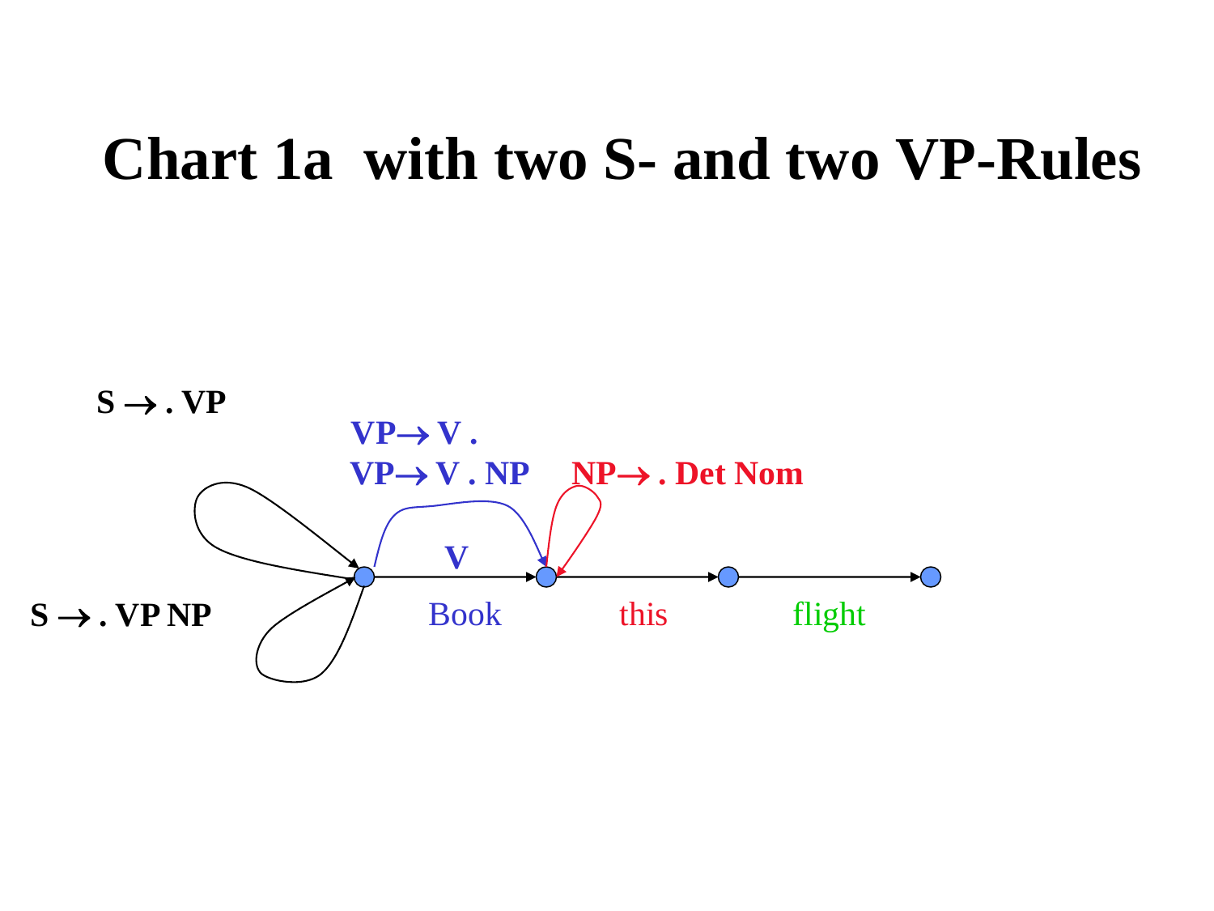# Chart 1a with two S- and two VP-Rules

S → . VP

VP → V .

VP → V . NP

NP → . Det Nom

V

S → . VP NP

Book

this

flight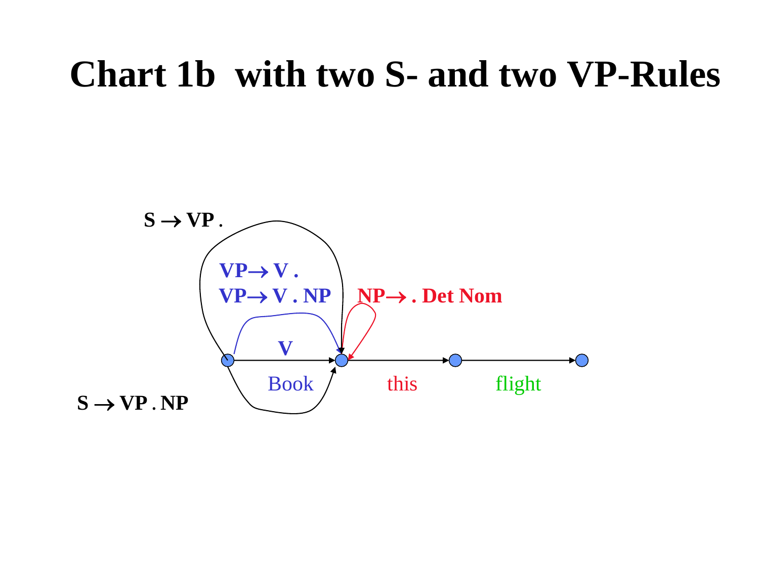# Chart 1b with two S- and two VP-Rules

S → VP .

VP→ V .

VP→ V . NP

NP→ . Det Nom

V

Book this flight

S → VP . NP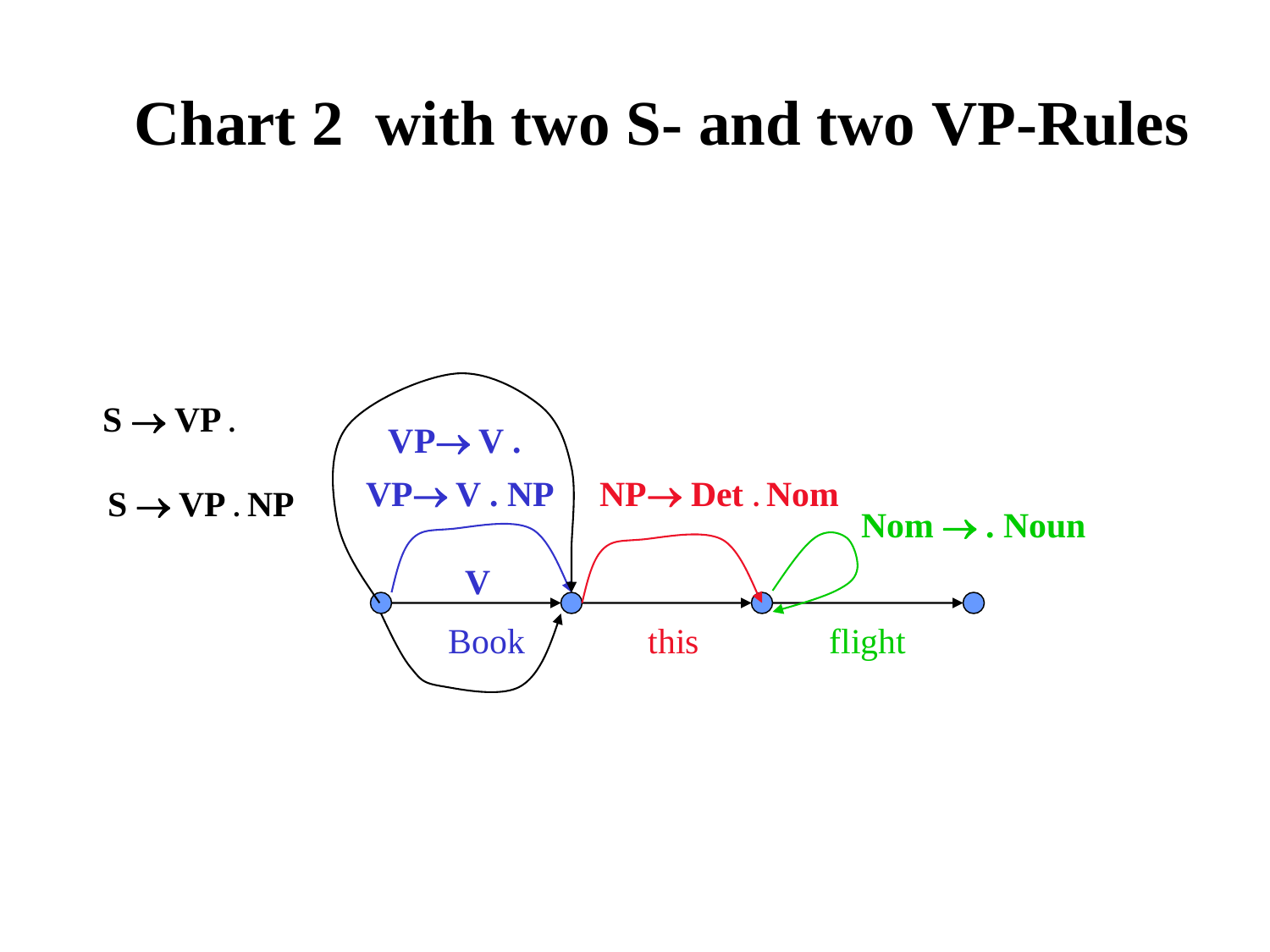# Chart 2 with two S- and two VP-Rules

S → VP .

S → VP . NP

VP→ V .

VP→ V . NP

NP→ Det . Nom

Nom → . Noun

V

Book

this

flight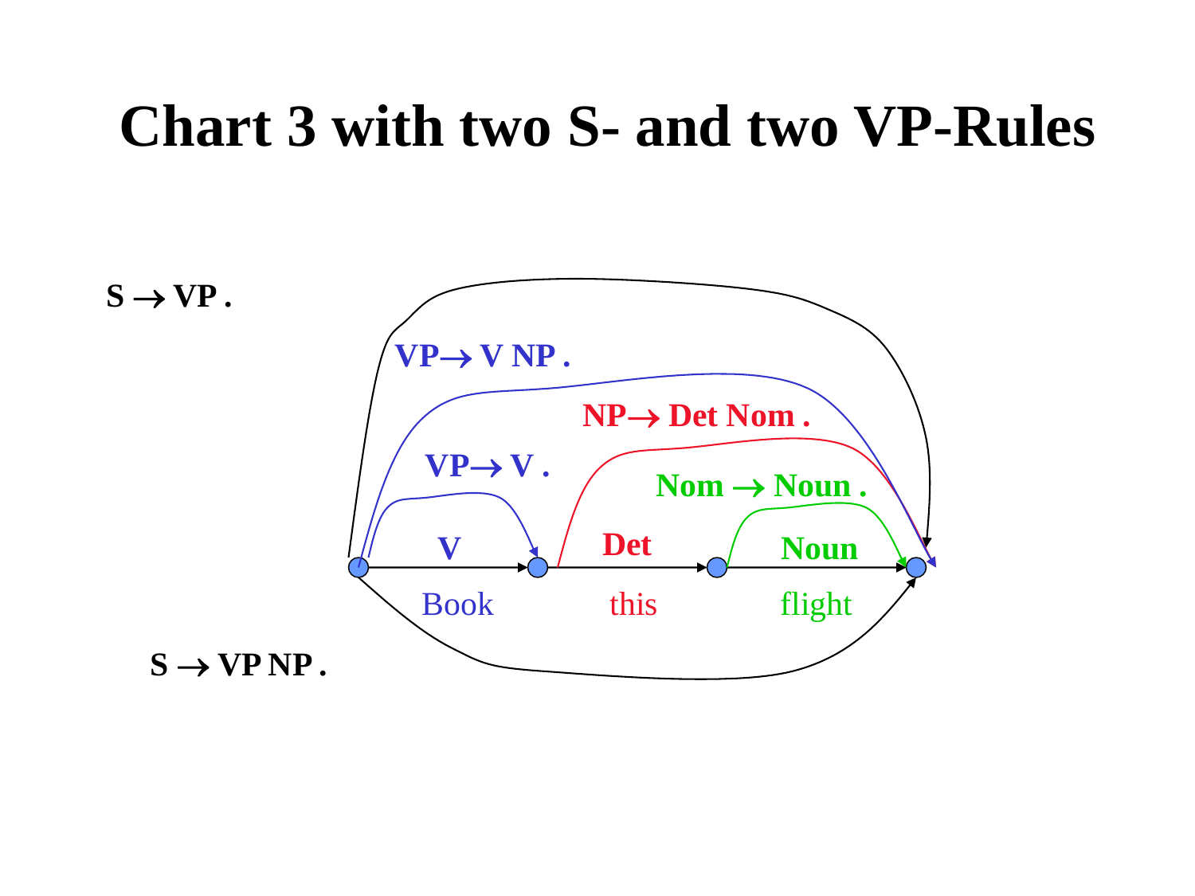# Chart 3 with two S- and two VP-Rules

S → VP .

VP → V NP .

NP → Det Nom .

VP → V .

Nom → Noun .

V

Det

Noun

Book

this

flight

S → VP NP .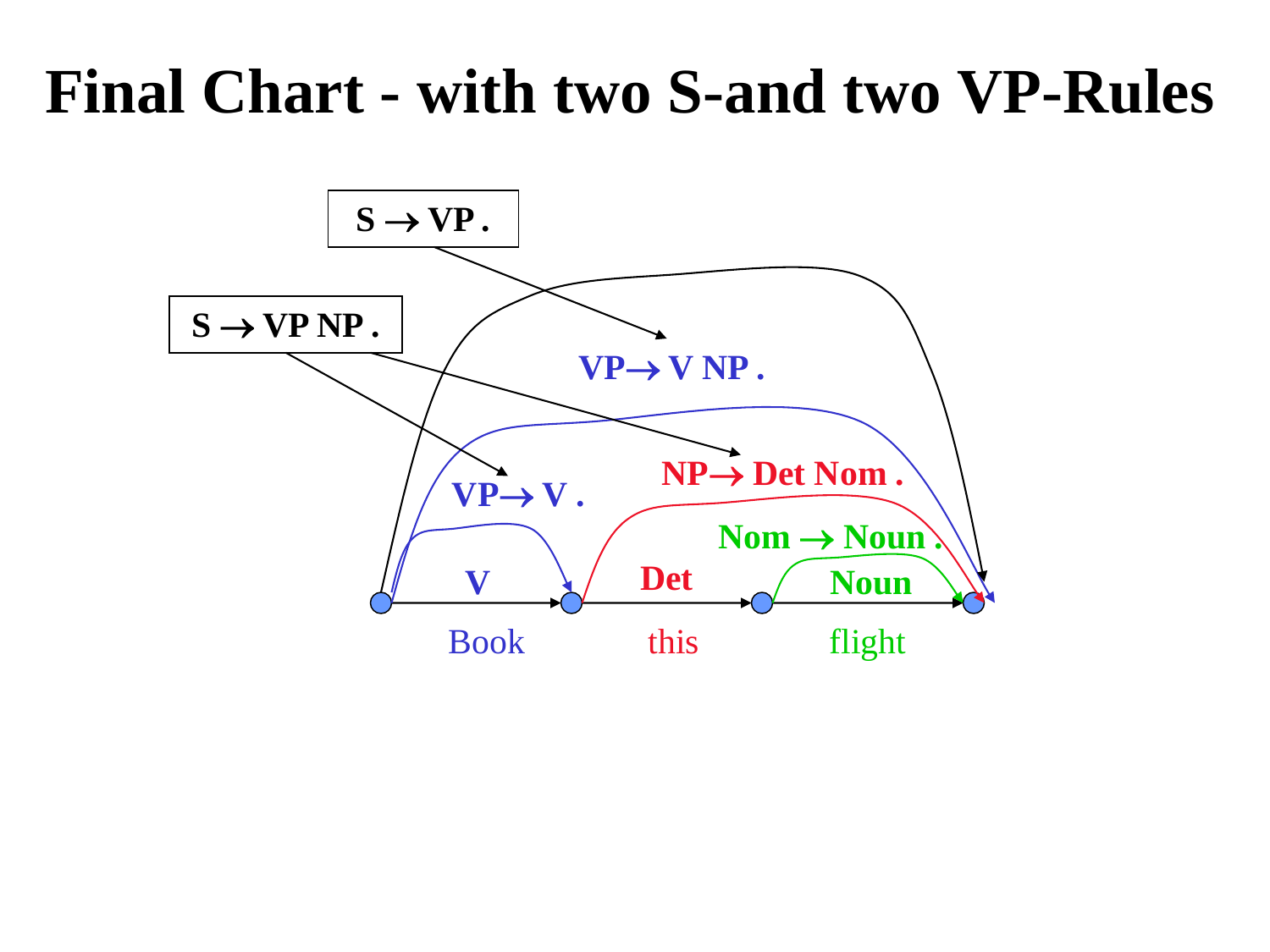# Final Chart - with two S-and two VP-Rules

S → VP .

S → VP NP .

VP → V NP .

VP → V .

NP → Det Nom .

Nom → Noun .

V

Det

Noun

Book

this

flight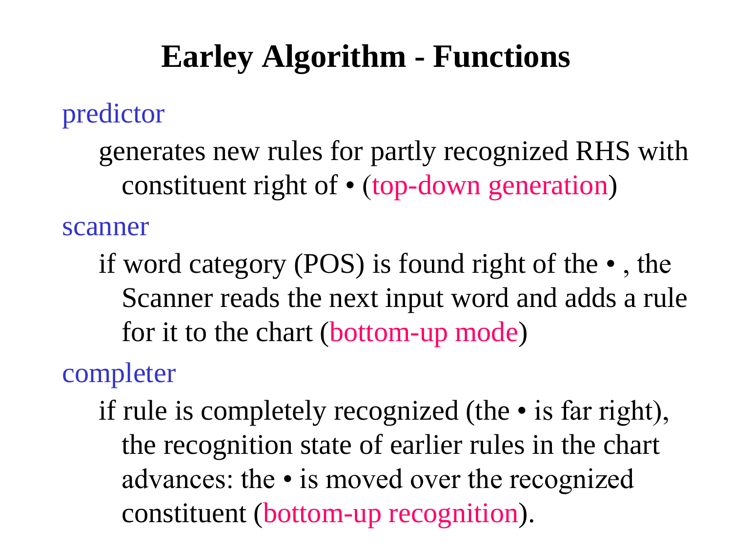# Earley Algorithm - Functions

predictor

generates new rules for partly recognized RHS with constituent right of • (top-down generation)

scanner

if word category (POS) is found right of the • , the Scanner reads the next input word and adds a rule for it to the chart (bottom-up mode)

completer

if rule is completely recognized (the • is far right), the recognition state of earlier rules in the chart advances: the • is moved over the recognized constituent (bottom-up recognition).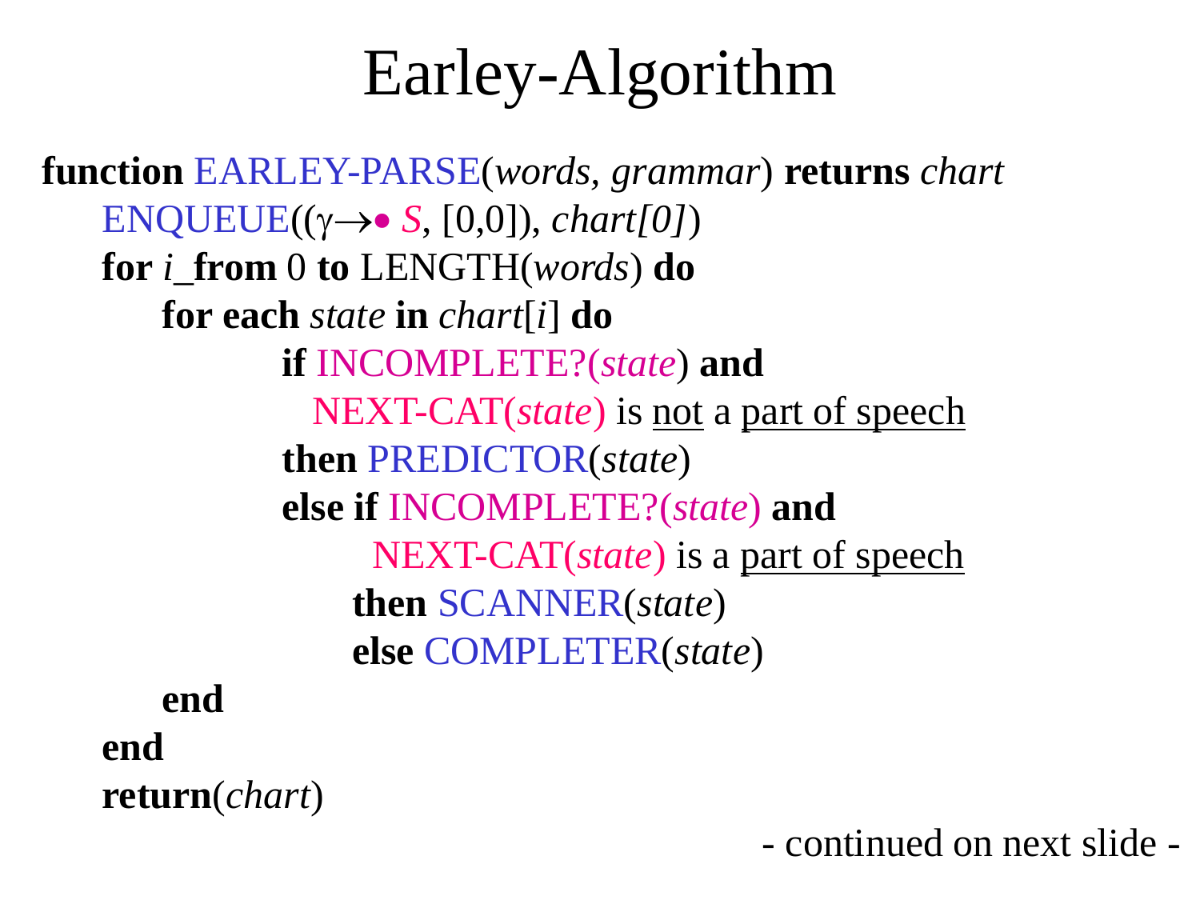# Earley-Algorithm

```
function EARLEY-PARSE(words, grammar) returns chart
    ENQUEUE((γ→• S, [0,0]), chart[0])
    for i_from 0 to LENGTH(words) do
        for each state in chart[i] do
                if INCOMPLETE?(state) and
                  NEXT-CAT(state) is not a part of speech
                then PREDICTOR(state)
                else if INCOMPLETE?(state) and
                        NEXT-CAT(state) is a part of speech
                    then SCANNER(state)
                    else COMPLETER(state)
        end
    end
    return(chart)
```

- continued on next slide -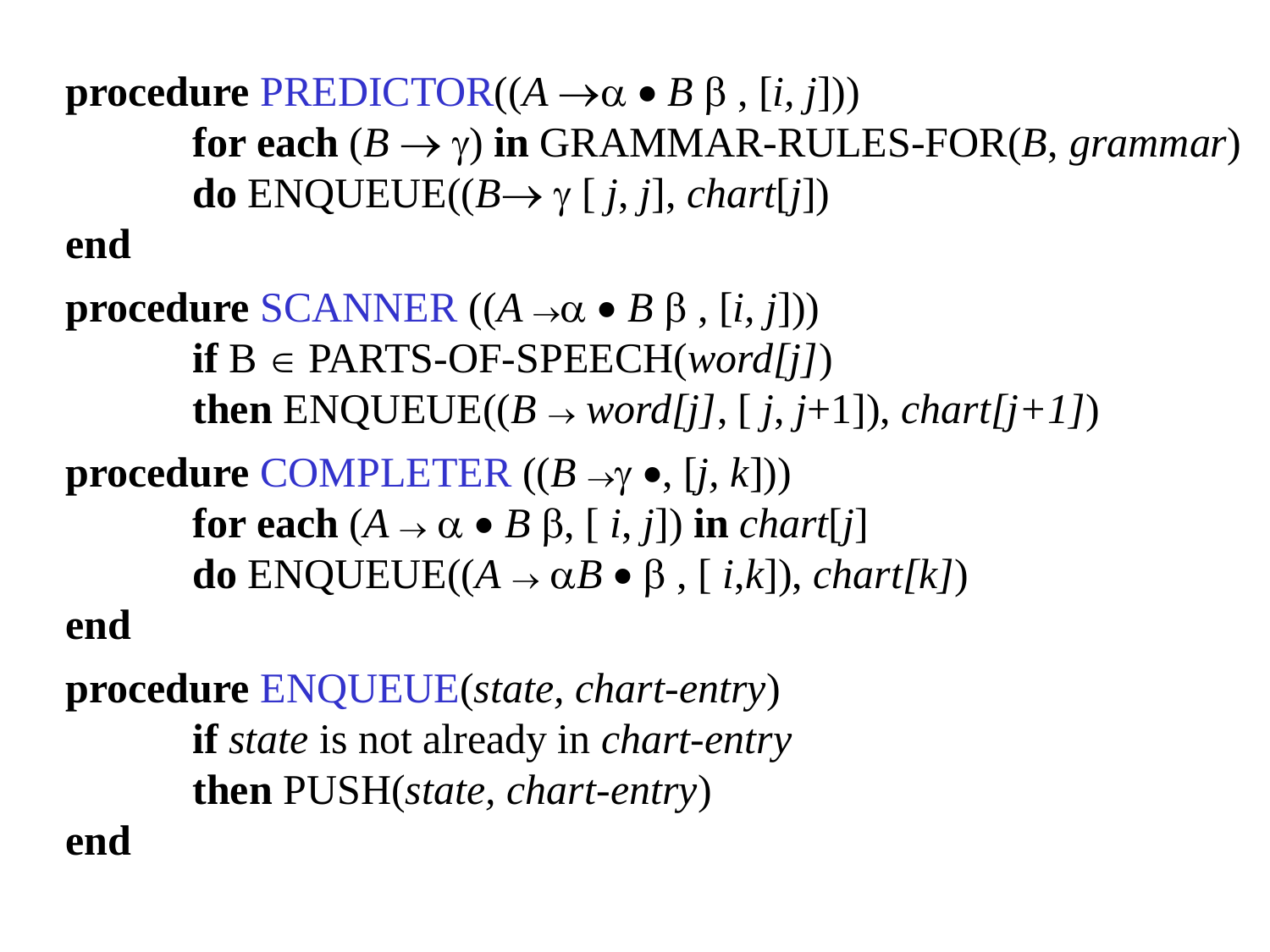**procedure** PREDICTOR(($A \rightarrow \alpha \bullet B\ \beta$ , [$i$, $j$]))

  **for each** ($B \rightarrow \gamma$) **in** GRAMMAR-RULES-FOR($B$, *grammar*)

  **do** ENQUEUE(($B \rightarrow \gamma$ [ $j$, $j$], *chart*[$j$])

**end**

**procedure** SCANNER (($A \rightarrow \alpha \bullet B\ \beta$ , [$i$, $j$]))

  **if** B $\in$ PARTS-OF-SPEECH(*word[j]*)

  **then** ENQUEUE(($B \rightarrow$ *word[j]*, [ $j$, $j$+1]), *chart[j+1]*)

**procedure** COMPLETER (($B \rightarrow \gamma \bullet$, [$j$, $k$]))

  **for each** ($A \rightarrow \alpha \bullet B\ \beta$, [ $i$, $j$]) **in** *chart*[$j$]

  **do** ENQUEUE(($A \rightarrow \alpha B \bullet \beta$ , [ $i$,$k$]), *chart[k]*)

**end**

**procedure** ENQUEUE(*state*, *chart-entry*)

  **if** *state* is not already in *chart-entry*

  **then** PUSH(*state*, *chart-entry*)

**end**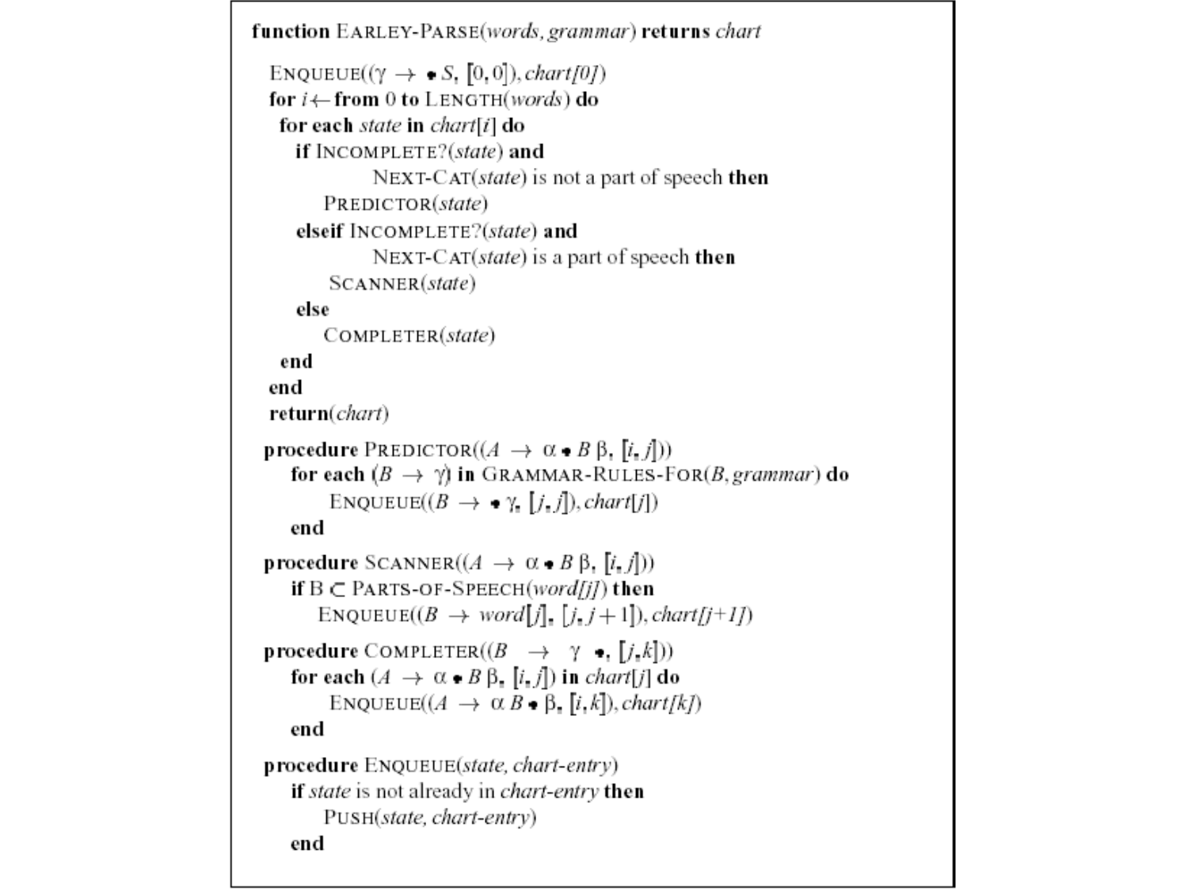```
function EARLEY-PARSE(words, grammar) returns chart

  ENQUEUE((γ → • S, [0,0]), chart[0])
  for i ← from 0 to LENGTH(words) do
   for each state in chart[i] do
    if INCOMPLETE?(state) and
            NEXT-CAT(state) is not a part of speech then
        PREDICTOR(state)
    elseif INCOMPLETE?(state) and
            NEXT-CAT(state) is a part of speech then
        SCANNER(state)
    else
        COMPLETER(state)
   end
  end
  return(chart)

 procedure PREDICTOR((A → α • B β, [i,j]))
    for each (B → γ) in GRAMMAR-RULES-FOR(B, grammar) do
        ENQUEUE((B → • γ, [j,j]), chart[j])
    end

 procedure SCANNER((A → α • B β, [i,j]))
    if B ⊂ PARTS-OF-SPEECH(word[j]) then
       ENQUEUE((B → word[j], [j, j+1]), chart[j+1])

 procedure COMPLETER((B → γ •, [j,k]))
    for each (A → α • B β, [i,j]) in chart[j] do
        ENQUEUE((A → α B • β, [i,k]), chart[k])
    end

 procedure ENQUEUE(state, chart-entry)
    if state is not already in chart-entry then
        PUSH(state, chart-entry)
    end
```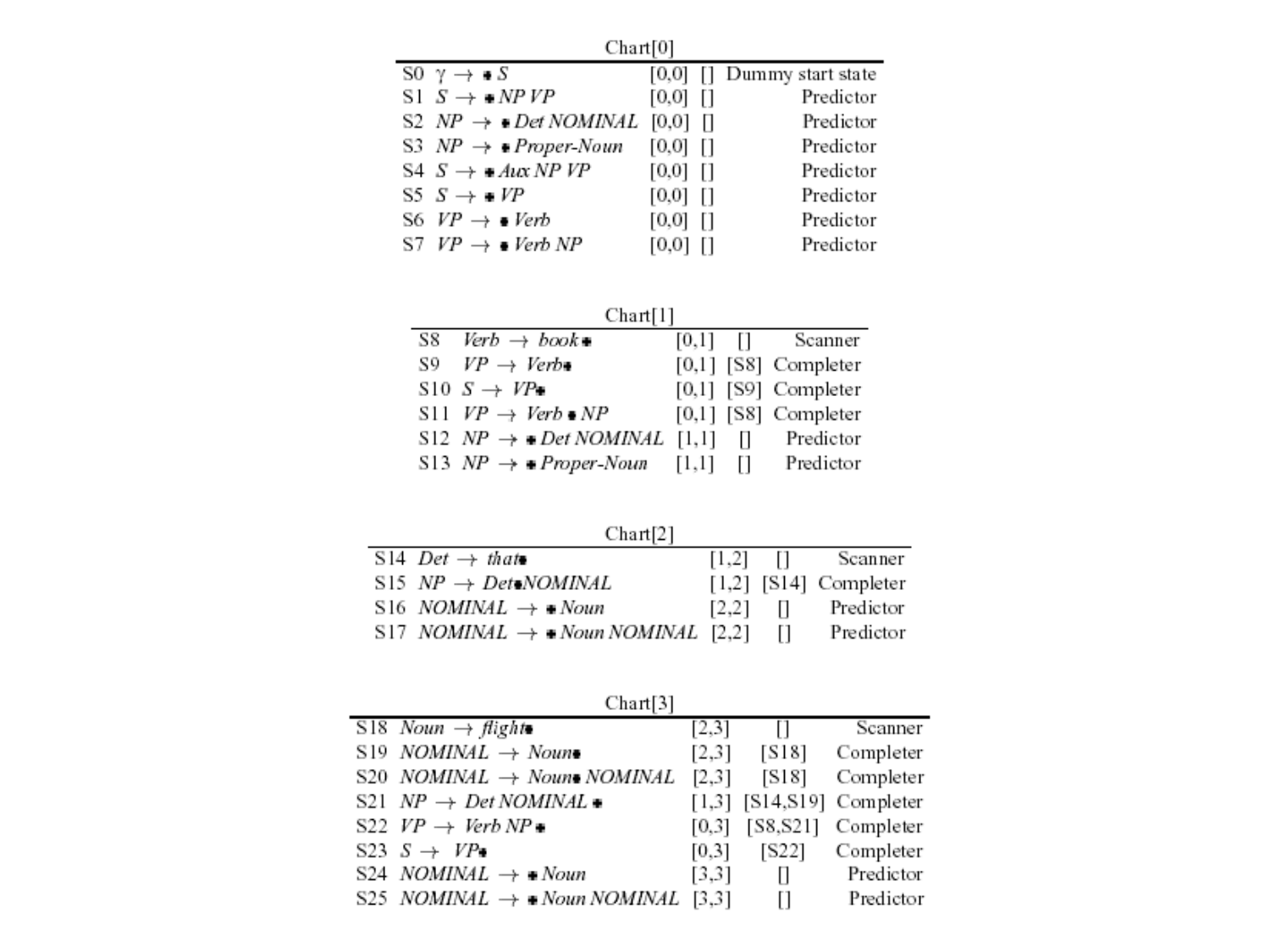Chart[0]

| | | | | |
|---|---|---|---|---|
| S0 | $\gamma \rightarrow \bullet S$ | [0,0] | [] | Dummy start state |
| S1 | $S \rightarrow \bullet NP\ VP$ | [0,0] | [] | Predictor |
| S2 | $NP \rightarrow \bullet Det\ NOMINAL$ | [0,0] | [] | Predictor |
| S3 | $NP \rightarrow \bullet Proper\text{-}Noun$ | [0,0] | [] | Predictor |
| S4 | $S \rightarrow \bullet Aux\ NP\ VP$ | [0,0] | [] | Predictor |
| S5 | $S \rightarrow \bullet VP$ | [0,0] | [] | Predictor |
| S6 | $VP \rightarrow \bullet Verb$ | [0,0] | [] | Predictor |
| S7 | $VP \rightarrow \bullet Verb\ NP$ | [0,0] | [] | Predictor |

Chart[1]

| | | | | |
|---|---|---|---|---|
| S8 | $Verb \rightarrow book \bullet$ | [0,1] | [] | Scanner |
| S9 | $VP \rightarrow Verb \bullet$ | [0,1] | [S8] | Completer |
| S10 | $S \rightarrow VP \bullet$ | [0,1] | [S9] | Completer |
| S11 | $VP \rightarrow Verb \bullet NP$ | [0,1] | [S8] | Completer |
| S12 | $NP \rightarrow \bullet Det\ NOMINAL$ | [1,1] | [] | Predictor |
| S13 | $NP \rightarrow \bullet Proper\text{-}Noun$ | [1,1] | [] | Predictor |

Chart[2]

| | | | | |
|---|---|---|---|---|
| S14 | $Det \rightarrow that \bullet$ | [1,2] | [] | Scanner |
| S15 | $NP \rightarrow Det \bullet NOMINAL$ | [1,2] | [S14] | Completer |
| S16 | $NOMINAL \rightarrow \bullet Noun$ | [2,2] | [] | Predictor |
| S17 | $NOMINAL \rightarrow \bullet Noun\ NOMINAL$ | [2,2] | [] | Predictor |

Chart[3]

| | | | | |
|---|---|---|---|---|
| S18 | $Noun \rightarrow flight \bullet$ | [2,3] | [] | Scanner |
| S19 | $NOMINAL \rightarrow Noun \bullet$ | [2,3] | [S18] | Completer |
| S20 | $NOMINAL \rightarrow Noun \bullet NOMINAL$ | [2,3] | [S18] | Completer |
| S21 | $NP \rightarrow Det\ NOMINAL \bullet$ | [1,3] | [S14,S19] | Completer |
| S22 | $VP \rightarrow Verb\ NP \bullet$ | [0,3] | [S8,S21] | Completer |
| S23 | $S \rightarrow VP \bullet$ | [0,3] | [S22] | Completer |
| S24 | $NOMINAL \rightarrow \bullet Noun$ | [3,3] | [] | Predictor |
| S25 | $NOMINAL \rightarrow \bullet Noun\ NOMINAL$ | [3,3] | [] | Predictor |